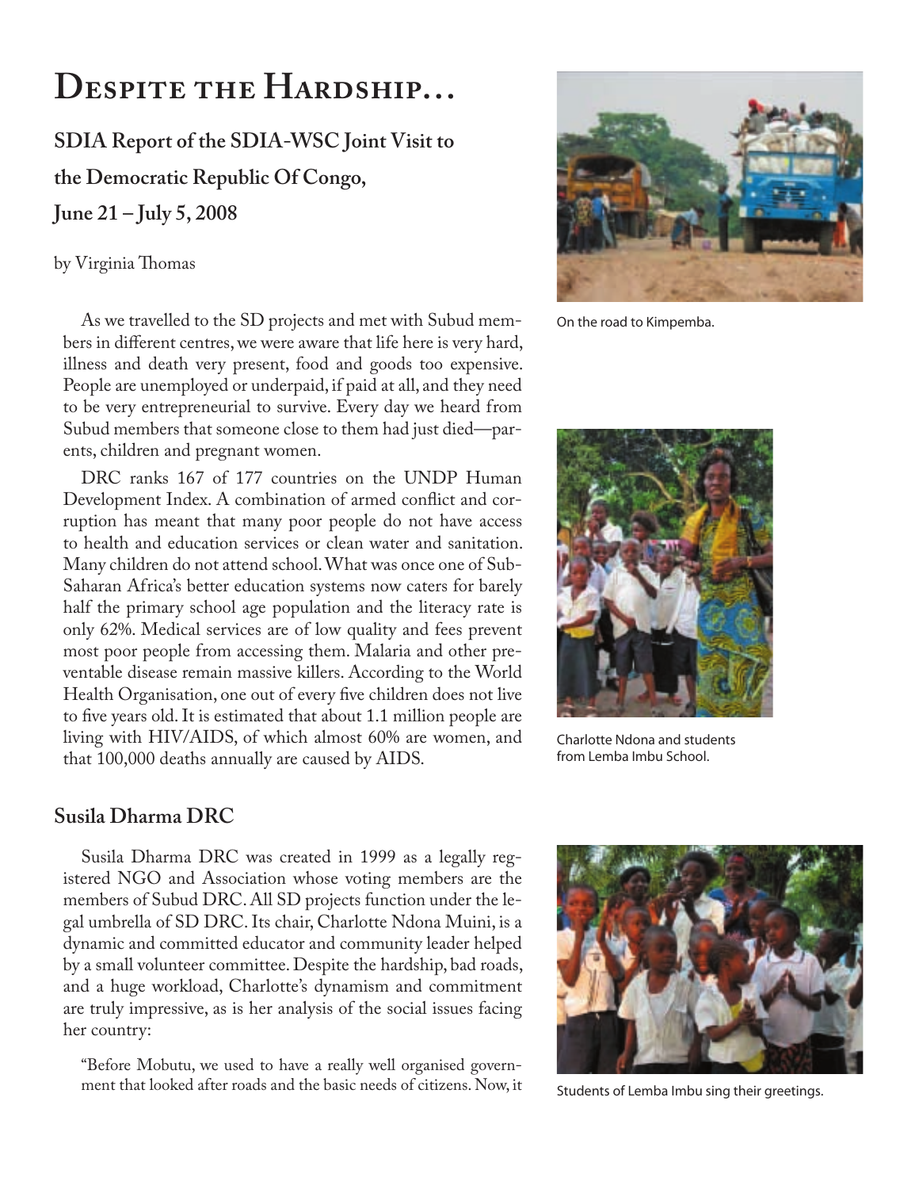# Despite the Hardship…

**SDIA Report of the SDIA-WSC Joint Visit to the Democratic Republic Of Congo, June 21 – July 5, 2008**

by Virginia Thomas

As we travelled to the SD projects and met with Subud members in different centres, we were aware that life here is very hard, illness and death very present, food and goods too expensive. People are unemployed or underpaid, if paid at all, and they need to be very entrepreneurial to survive. Every day we heard from Subud members that someone close to them had just died—parents, children and pregnant women.

DRC ranks 167 of 177 countries on the UNDP Human Development Index. A combination of armed conflict and corruption has meant that many poor people do not have access to health and education services or clean water and sanitation. Many children do not attend school. What was once one of Sub-Saharan Africa's better education systems now caters for barely half the primary school age population and the literacy rate is only 62%. Medical services are of low quality and fees prevent most poor people from accessing them. Malaria and other preventable disease remain massive killers. According to the World Health Organisation, one out of every five children does not live to five years old. It is estimated that about 1.1 million people are living with HIV/AIDS, of which almost 60% are women, and that 100,000 deaths annually are caused by AIDS.

## Susila Dharma DRC

Susila Dharma DRC was created in 1999 as a legally registered NGO and Association whose voting members are the members of Subud DRC. All SD projects function under the legal umbrella of SD DRC. Its chair, Charlotte Ndona Muini, is a dynamic and committed educator and community leader helped by a small volunteer committee. Despite the hardship, bad roads, and a huge workload, Charlotte's dynamism and commitment are truly impressive, as is her analysis of the social issues facing her country:

"Before Mobutu, we used to have a really well organised government that looked after roads and the basic needs of citizens. Now, it

On the road to Kimpemba.

Charlotte Ndona and students from Lemba Imbu School.

Students of Lemba Imbu sing their greetings.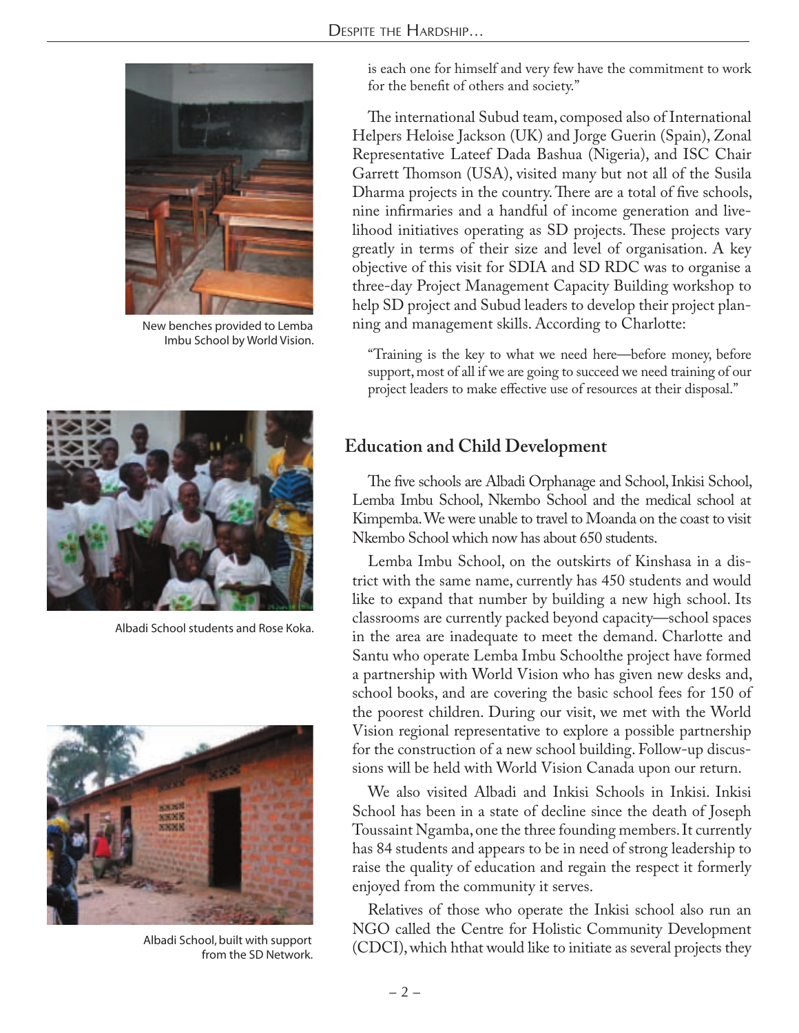is each one for himself and very few have the commitment to work for the benefit of others and society."

The international Subud team, composed also of International Helpers Heloise Jackson (UK) and Jorge Guerin (Spain), Zonal Representative Lateef Dada Bashua (Nigeria), and ISC Chair Garrett Thomson (USA), visited many but not all of the Susila Dharma projects in the country. There are a total of five schools, nine infirmaries and a handful of income generation and livelihood initiatives operating as SD projects. These projects vary greatly in terms of their size and level of organisation. A key objective of this visit for SDIA and SD RDC was to organise a three-day Project Management Capacity Building workshop to help SD project and Subud leaders to develop their project planning and management skills. According to Charlotte:

"Training is the key to what we need here—before money, before support, most of all if we are going to succeed we need training of our project leaders to make effective use of resources at their disposal."

New benches provided to Lemba Imbu School by World Vision.

Albadi School students and Rose Koka.

Albadi School, built with support from the SD Network.

## Education and Child Development

The five schools are Albadi Orphanage and School, Inkisi School, Lemba Imbu School, Nkembo School and the medical school at Kimpemba. We were unable to travel to Moanda on the coast to visit Nkembo School which now has about 650 students.

Lemba Imbu School, on the outskirts of Kinshasa in a district with the same name, currently has 450 students and would like to expand that number by building a new high school. Its classrooms are currently packed beyond capacity—school spaces in the area are inadequate to meet the demand. Charlotte and Santu who operate Lemba Imbu Schoolthe project have formed a partnership with World Vision who has given new desks and, school books, and are covering the basic school fees for 150 of the poorest children. During our visit, we met with the World Vision regional representative to explore a possible partnership for the construction of a new school building. Follow-up discussions will be held with World Vision Canada upon our return.

We also visited Albadi and Inkisi Schools in Inkisi. Inkisi School has been in a state of decline since the death of Joseph Toussaint Ngamba, one the three founding members. It currently has 84 students and appears to be in need of strong leadership to raise the quality of education and regain the respect it formerly enjoyed from the community it serves.

Relatives of those who operate the Inkisi school also run an NGO called the Centre for Holistic Community Development (CDCI), which hthat would like to initiate as several projects they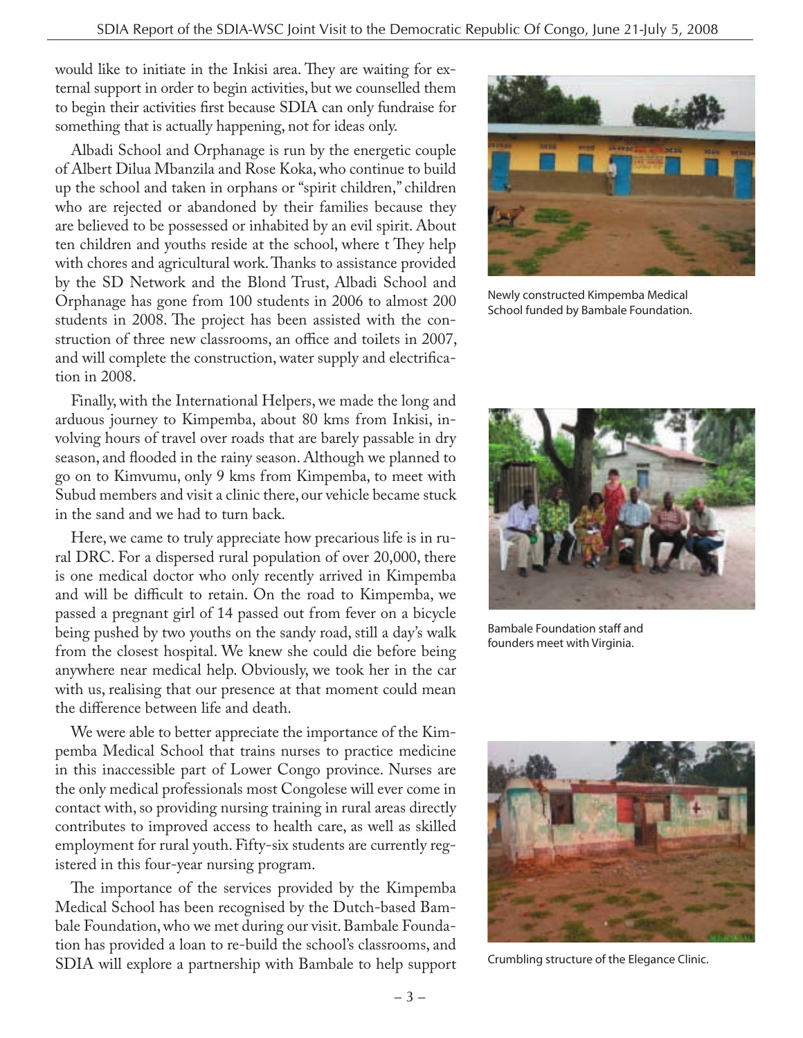would like to initiate in the Inkisi area. They are waiting for external support in order to begin activities, but we counselled them to begin their activities first because SDIA can only fundraise for something that is actually happening, not for ideas only.

Albadi School and Orphanage is run by the energetic couple of Albert Dilua Mbanzila and Rose Koka, who continue to build up the school and taken in orphans or "spirit children," children who are rejected or abandoned by their families because they are believed to be possessed or inhabited by an evil spirit. About ten children and youths reside at the school, where t They help with chores and agricultural work. Thanks to assistance provided by the SD Network and the Blond Trust, Albadi School and Orphanage has gone from 100 students in 2006 to almost 200 students in 2008. The project has been assisted with the construction of three new classrooms, an office and toilets in 2007, and will complete the construction, water supply and electrification in 2008.

Finally, with the International Helpers, we made the long and arduous journey to Kimpemba, about 80 kms from Inkisi, involving hours of travel over roads that are barely passable in dry season, and flooded in the rainy season. Although we planned to go on to Kimvumu, only 9 kms from Kimpemba, to meet with Subud members and visit a clinic there, our vehicle became stuck in the sand and we had to turn back.

Here, we came to truly appreciate how precarious life is in rural DRC. For a dispersed rural population of over 20,000, there is one medical doctor who only recently arrived in Kimpemba and will be difficult to retain. On the road to Kimpemba, we passed a pregnant girl of 14 passed out from fever on a bicycle being pushed by two youths on the sandy road, still a day's walk from the closest hospital. We knew she could die before being anywhere near medical help. Obviously, we took her in the car with us, realising that our presence at that moment could mean the difference between life and death.

We were able to better appreciate the importance of the Kimpemba Medical School that trains nurses to practice medicine in this inaccessible part of Lower Congo province. Nurses are the only medical professionals most Congolese will ever come in contact with, so providing nursing training in rural areas directly contributes to improved access to health care, as well as skilled employment for rural youth. Fifty-six students are currently registered in this four-year nursing program.

The importance of the services provided by the Kimpemba Medical School has been recognised by the Dutch-based Bambale Foundation, who we met during our visit. Bambale Foundation has provided a loan to re-build the school's classrooms, and SDIA will explore a partnership with Bambale to help support

Newly constructed Kimpemba Medical School funded by Bambale Foundation.

Bambale Foundation staff and founders meet with Virginia.

Crumbling structure of the Elegance Clinic.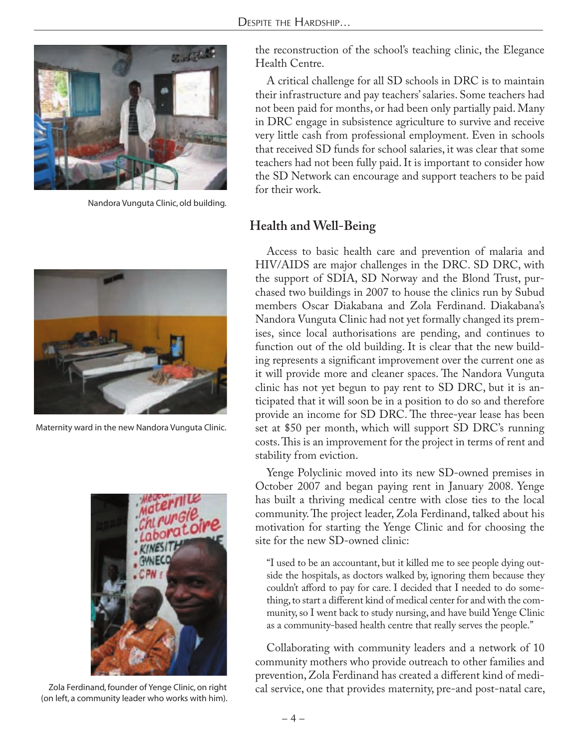Nandora Vunguta Clinic, old building.

Maternity ward in the new Nandora Vunguta Clinic.

Zola Ferdinand, founder of Yenge Clinic, on right (on left, a community leader who works with him).

the reconstruction of the school's teaching clinic, the Elegance Health Centre.

A critical challenge for all SD schools in DRC is to maintain their infrastructure and pay teachers' salaries. Some teachers had not been paid for months, or had been only partially paid. Many in DRC engage in subsistence agriculture to survive and receive very little cash from professional employment. Even in schools that received SD funds for school salaries, it was clear that some teachers had not been fully paid. It is important to consider how the SD Network can encourage and support teachers to be paid for their work.

## Health and Well-Being

Access to basic health care and prevention of malaria and HIV/AIDS are major challenges in the DRC. SD DRC, with the support of SDIA, SD Norway and the Blond Trust, purchased two buildings in 2007 to house the clinics run by Subud members Oscar Diakabana and Zola Ferdinand. Diakabana's Nandora Vunguta Clinic had not yet formally changed its premises, since local authorisations are pending, and continues to function out of the old building. It is clear that the new building represents a significant improvement over the current one as it will provide more and cleaner spaces. The Nandora Vunguta clinic has not yet begun to pay rent to SD DRC, but it is anticipated that it will soon be in a position to do so and therefore provide an income for SD DRC. The three-year lease has been set at $50 per month, which will support SD DRC's running costs. This is an improvement for the project in terms of rent and stability from eviction.

Yenge Polyclinic moved into its new SD-owned premises in October 2007 and began paying rent in January 2008. Yenge has built a thriving medical centre with close ties to the local community. The project leader, Zola Ferdinand, talked about his motivation for starting the Yenge Clinic and for choosing the site for the new SD-owned clinic:

> "I used to be an accountant, but it killed me to see people dying outside the hospitals, as doctors walked by, ignoring them because they couldn't afford to pay for care. I decided that I needed to do something, to start a different kind of medical center for and with the community, so I went back to study nursing, and have build Yenge Clinic as a community-based health centre that really serves the people."

Collaborating with community leaders and a network of 10 community mothers who provide outreach to other families and prevention, Zola Ferdinand has created a different kind of medical service, one that provides maternity, pre-and post-natal care,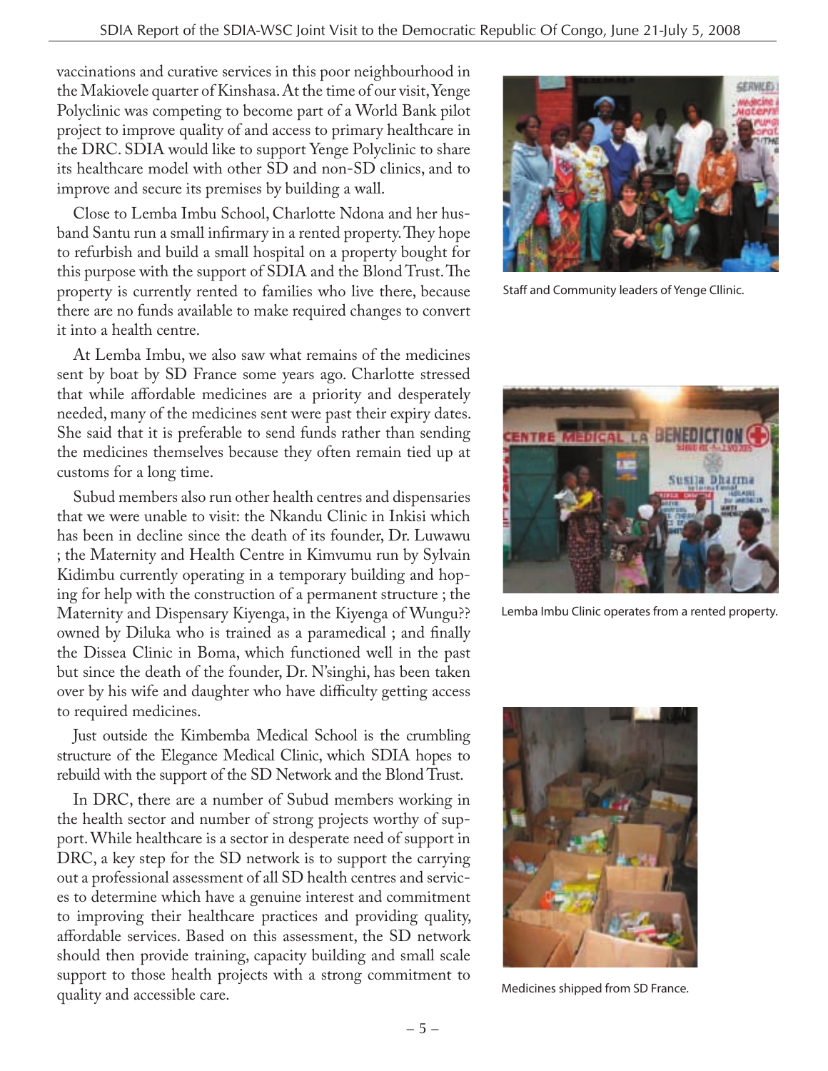vaccinations and curative services in this poor neighbourhood in the Makiovele quarter of Kinshasa. At the time of our visit, Yenge Polyclinic was competing to become part of a World Bank pilot project to improve quality of and access to primary healthcare in the DRC. SDIA would like to support Yenge Polyclinic to share its healthcare model with other SD and non-SD clinics, and to improve and secure its premises by building a wall.

Close to Lemba Imbu School, Charlotte Ndona and her husband Santu run a small infirmary in a rented property. They hope to refurbish and build a small hospital on a property bought for this purpose with the support of SDIA and the Blond Trust. The property is currently rented to families who live there, because there are no funds available to make required changes to convert it into a health centre.

At Lemba Imbu, we also saw what remains of the medicines sent by boat by SD France some years ago. Charlotte stressed that while affordable medicines are a priority and desperately needed, many of the medicines sent were past their expiry dates. She said that it is preferable to send funds rather than sending the medicines themselves because they often remain tied up at customs for a long time.

Subud members also run other health centres and dispensaries that we were unable to visit: the Nkandu Clinic in Inkisi which has been in decline since the death of its founder, Dr. Luwawu ; the Maternity and Health Centre in Kimvumu run by Sylvain Kidimbu currently operating in a temporary building and hoping for help with the construction of a permanent structure ; the Maternity and Dispensary Kiyenga, in the Kiyenga of Wungu?? owned by Diluka who is trained as a paramedical ; and finally the Dissea Clinic in Boma, which functioned well in the past but since the death of the founder, Dr. N'singhi, has been taken over by his wife and daughter who have difficulty getting access to required medicines.

Just outside the Kimbemba Medical School is the crumbling structure of the Elegance Medical Clinic, which SDIA hopes to rebuild with the support of the SD Network and the Blond Trust.

In DRC, there are a number of Subud members working in the health sector and number of strong projects worthy of support. While healthcare is a sector in desperate need of support in DRC, a key step for the SD network is to support the carrying out a professional assessment of all SD health centres and services to determine which have a genuine interest and commitment to improving their healthcare practices and providing quality, affordable services. Based on this assessment, the SD network should then provide training, capacity building and small scale support to those health projects with a strong commitment to quality and accessible care.

Staff and Community leaders of Yenge Cllinic.

Lemba Imbu Clinic operates from a rented property.

Medicines shipped from SD France.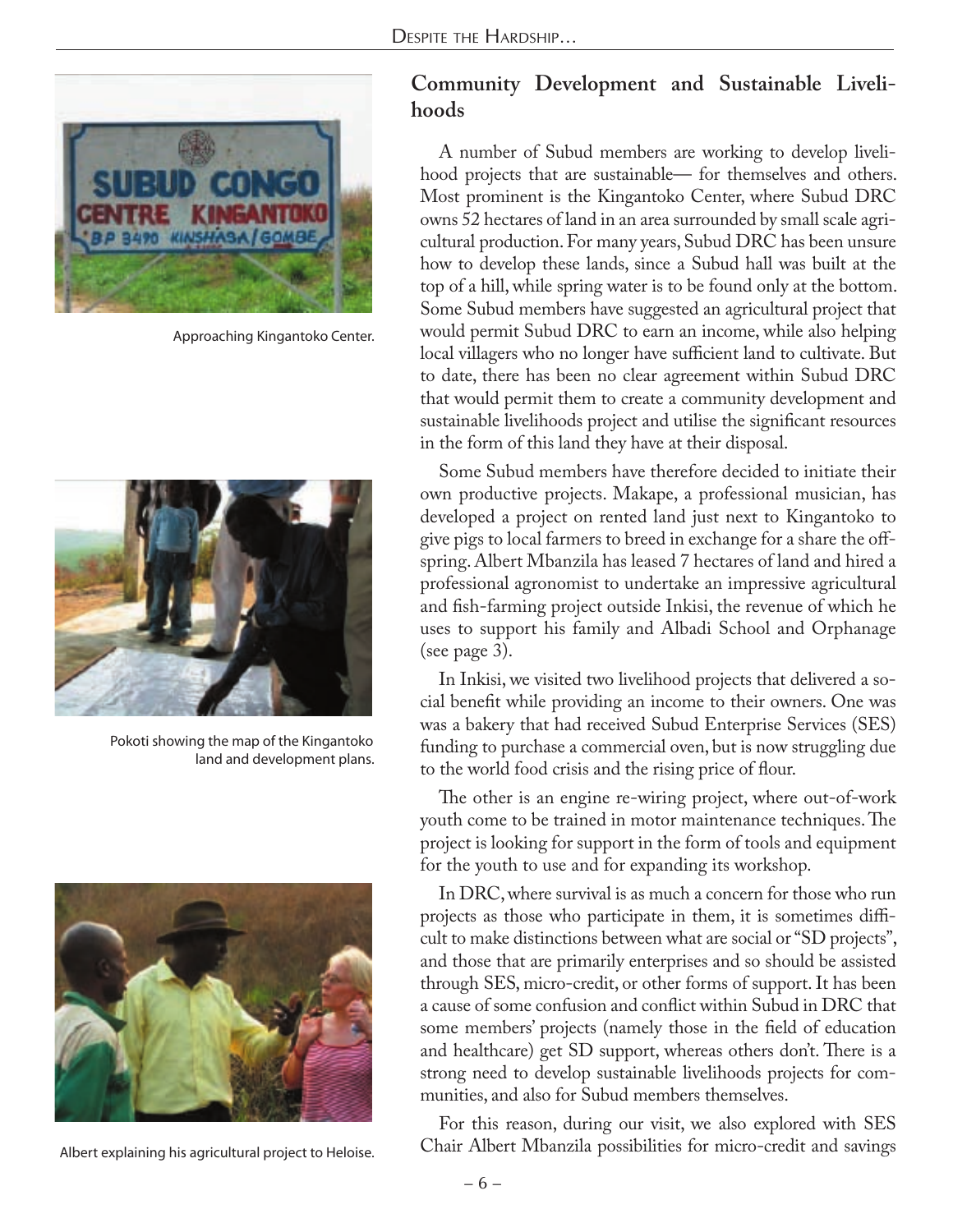## Community Development and Sustainable Livelihoods

Approaching Kingantoko Center.

Pokoti showing the map of the Kingantoko land and development plans.

Albert explaining his agricultural project to Heloise.

A number of Subud members are working to develop livelihood projects that are sustainable— for themselves and others. Most prominent is the Kingantoko Center, where Subud DRC owns 52 hectares of land in an area surrounded by small scale agricultural production. For many years, Subud DRC has been unsure how to develop these lands, since a Subud hall was built at the top of a hill, while spring water is to be found only at the bottom. Some Subud members have suggested an agricultural project that would permit Subud DRC to earn an income, while also helping local villagers who no longer have sufficient land to cultivate. But to date, there has been no clear agreement within Subud DRC that would permit them to create a community development and sustainable livelihoods project and utilise the significant resources in the form of this land they have at their disposal.

Some Subud members have therefore decided to initiate their own productive projects. Makape, a professional musician, has developed a project on rented land just next to Kingantoko to give pigs to local farmers to breed in exchange for a share the offspring. Albert Mbanzila has leased 7 hectares of land and hired a professional agronomist to undertake an impressive agricultural and fish-farming project outside Inkisi, the revenue of which he uses to support his family and Albadi School and Orphanage (see page 3).

In Inkisi, we visited two livelihood projects that delivered a social benefit while providing an income to their owners. One was was a bakery that had received Subud Enterprise Services (SES) funding to purchase a commercial oven, but is now struggling due to the world food crisis and the rising price of flour.

The other is an engine re-wiring project, where out-of-work youth come to be trained in motor maintenance techniques. The project is looking for support in the form of tools and equipment for the youth to use and for expanding its workshop.

In DRC, where survival is as much a concern for those who run projects as those who participate in them, it is sometimes difficult to make distinctions between what are social or "SD projects", and those that are primarily enterprises and so should be assisted through SES, micro-credit, or other forms of support. It has been a cause of some confusion and conflict within Subud in DRC that some members' projects (namely those in the field of education and healthcare) get SD support, whereas others don't. There is a strong need to develop sustainable livelihoods projects for communities, and also for Subud members themselves.

For this reason, during our visit, we also explored with SES Chair Albert Mbanzila possibilities for micro-credit and savings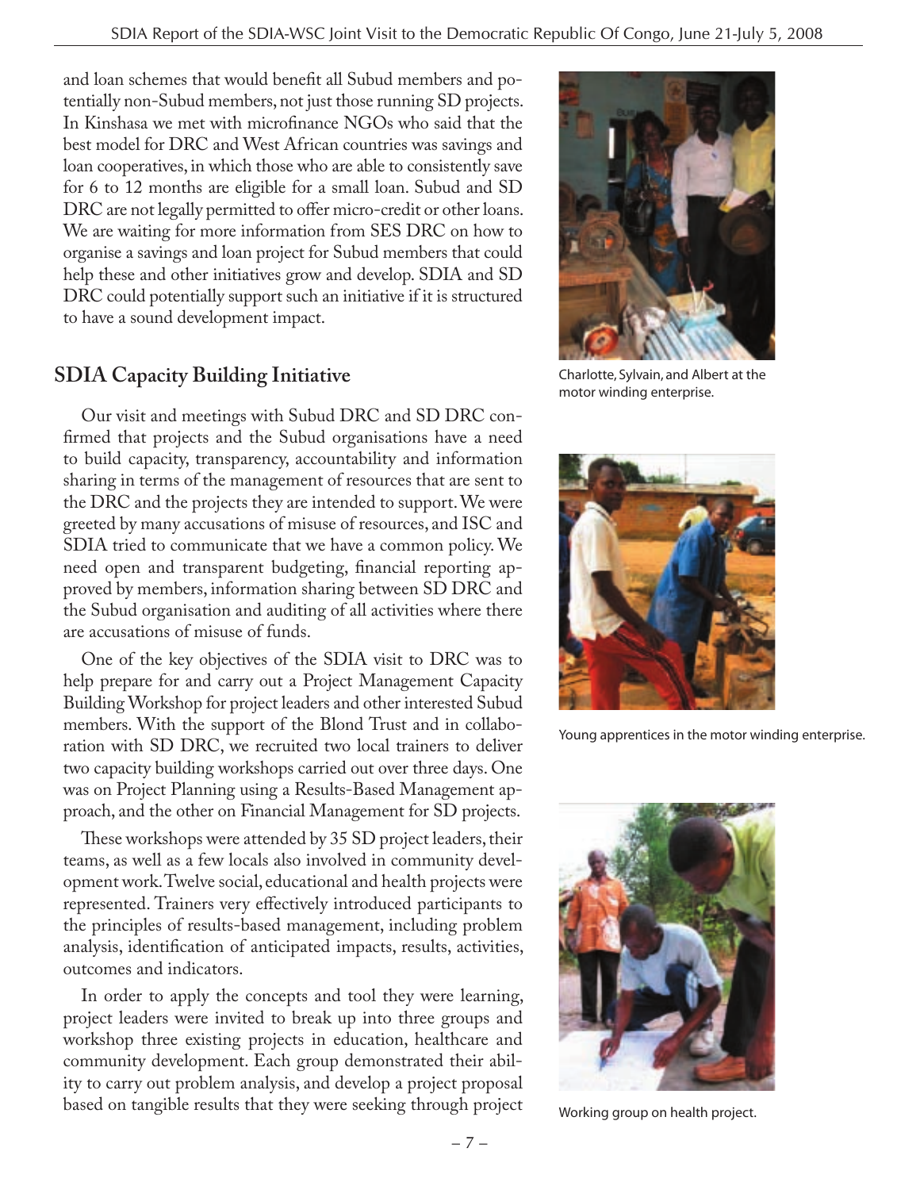and loan schemes that would benefit all Subud members and potentially non-Subud members, not just those running SD projects. In Kinshasa we met with microfinance NGOs who said that the best model for DRC and West African countries was savings and loan cooperatives, in which those who are able to consistently save for 6 to 12 months are eligible for a small loan. Subud and SD DRC are not legally permitted to offer micro-credit or other loans. We are waiting for more information from SES DRC on how to organise a savings and loan project for Subud members that could help these and other initiatives grow and develop. SDIA and SD DRC could potentially support such an initiative if it is structured to have a sound development impact.

## SDIA Capacity Building Initiative

Our visit and meetings with Subud DRC and SD DRC confirmed that projects and the Subud organisations have a need to build capacity, transparency, accountability and information sharing in terms of the management of resources that are sent to the DRC and the projects they are intended to support. We were greeted by many accusations of misuse of resources, and ISC and SDIA tried to communicate that we have a common policy. We need open and transparent budgeting, financial reporting approved by members, information sharing between SD DRC and the Subud organisation and auditing of all activities where there are accusations of misuse of funds.

One of the key objectives of the SDIA visit to DRC was to help prepare for and carry out a Project Management Capacity Building Workshop for project leaders and other interested Subud members. With the support of the Blond Trust and in collaboration with SD DRC, we recruited two local trainers to deliver two capacity building workshops carried out over three days. One was on Project Planning using a Results-Based Management approach, and the other on Financial Management for SD projects.

These workshops were attended by 35 SD project leaders, their teams, as well as a few locals also involved in community development work. Twelve social, educational and health projects were represented. Trainers very effectively introduced participants to the principles of results-based management, including problem analysis, identification of anticipated impacts, results, activities, outcomes and indicators.

In order to apply the concepts and tool they were learning, project leaders were invited to break up into three groups and workshop three existing projects in education, healthcare and community development. Each group demonstrated their ability to carry out problem analysis, and develop a project proposal based on tangible results that they were seeking through project

Charlotte, Sylvain, and Albert at the motor winding enterprise.

Young apprentices in the motor winding enterprise.

Working group on health project.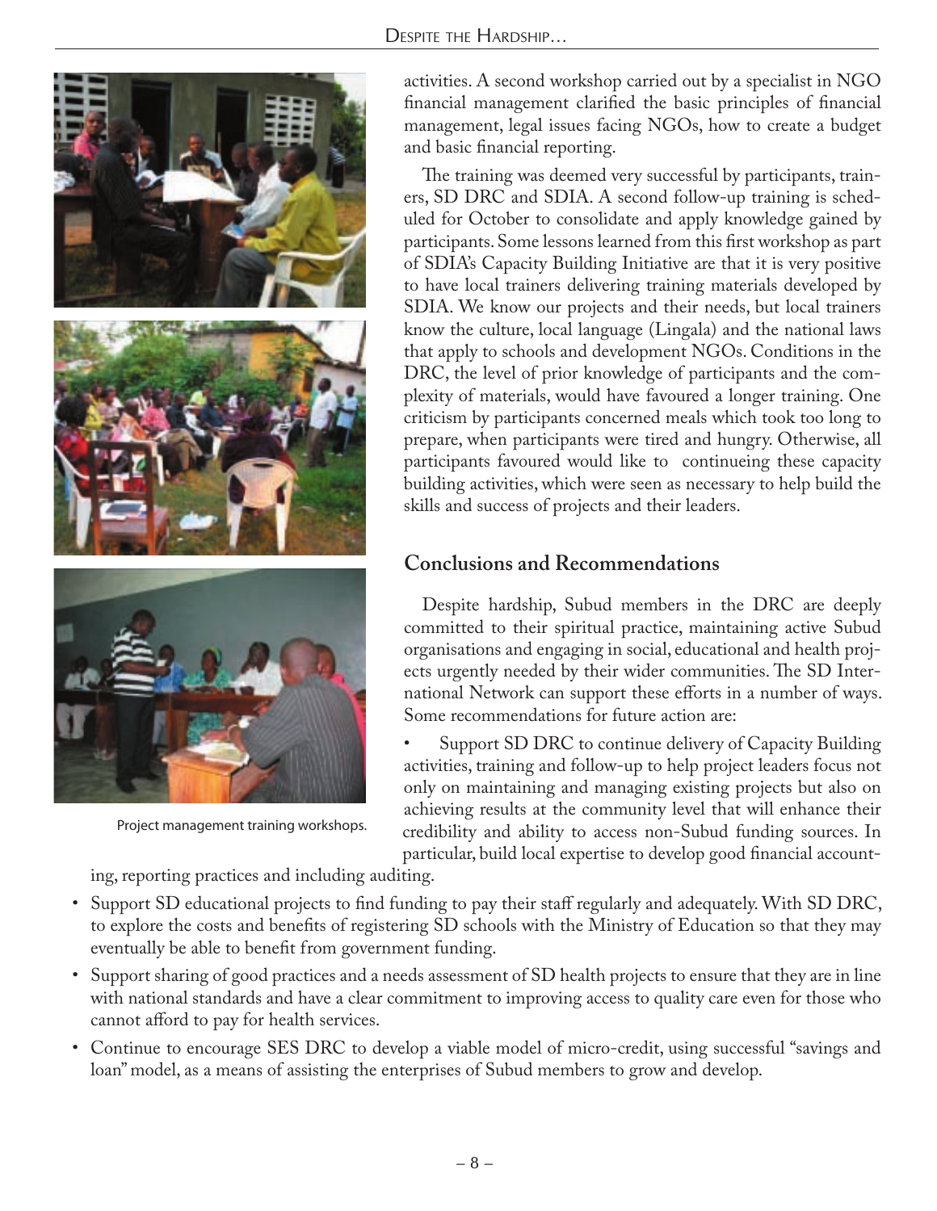activities. A second workshop carried out by a specialist in NGO financial management clarified the basic principles of financial management, legal issues facing NGOs, how to create a budget and basic financial reporting.

The training was deemed very successful by participants, trainers, SD DRC and SDIA. A second follow-up training is scheduled for October to consolidate and apply knowledge gained by participants. Some lessons learned from this first workshop as part of SDIA's Capacity Building Initiative are that it is very positive to have local trainers delivering training materials developed by SDIA. We know our projects and their needs, but local trainers know the culture, local language (Lingala) and the national laws that apply to schools and development NGOs. Conditions in the DRC, the level of prior knowledge of participants and the complexity of materials, would have favoured a longer training. One criticism by participants concerned meals which took too long to prepare, when participants were tired and hungry. Otherwise, all participants favoured would like to continueing these capacity building activities, which were seen as necessary to help build the skills and success of projects and their leaders.

Project management training workshops.

## Conclusions and Recommendations

Despite hardship, Subud members in the DRC are deeply committed to their spiritual practice, maintaining active Subud organisations and engaging in social, educational and health projects urgently needed by their wider communities. The SD International Network can support these efforts in a number of ways. Some recommendations for future action are:

- Support SD DRC to continue delivery of Capacity Building activities, training and follow-up to help project leaders focus not only on maintaining and managing existing projects but also on achieving results at the community level that will enhance their credibility and ability to access non-Subud funding sources. In particular, build local expertise to develop good financial accounting, reporting practices and including auditing.
- Support SD educational projects to find funding to pay their staff regularly and adequately. With SD DRC, to explore the costs and benefits of registering SD schools with the Ministry of Education so that they may eventually be able to benefit from government funding.
- Support sharing of good practices and a needs assessment of SD health projects to ensure that they are in line with national standards and have a clear commitment to improving access to quality care even for those who cannot afford to pay for health services.
- Continue to encourage SES DRC to develop a viable model of micro-credit, using successful "savings and loan" model, as a means of assisting the enterprises of Subud members to grow and develop.